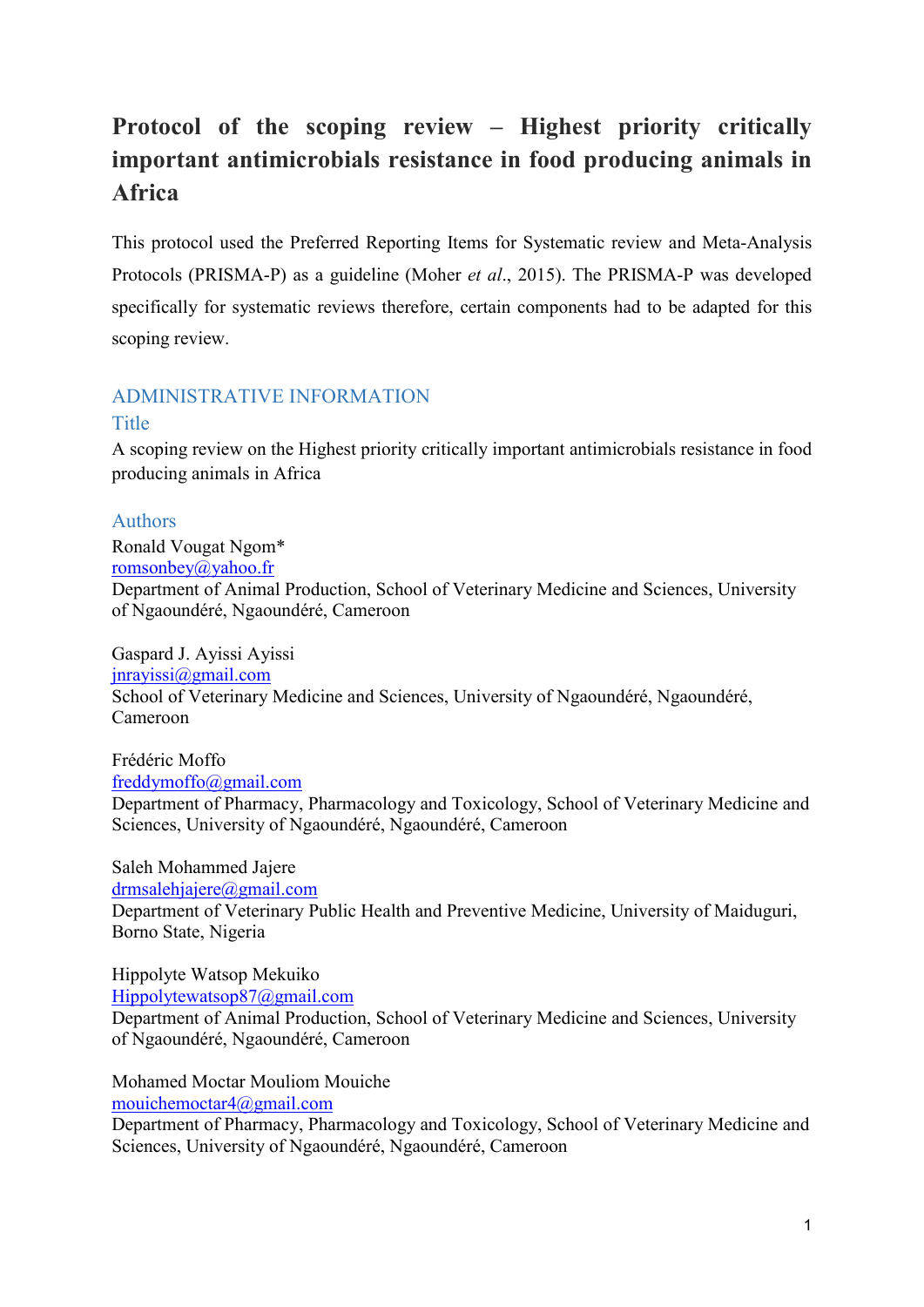# Protocol of the scoping review – Highest priority critically important antimicrobials resistance in food producing animals in Africa

This protocol used the Preferred Reporting Items for Systematic review and Meta-Analysis Protocols (PRISMA-P) as a guideline (Moher *et al*., 2015). The PRISMA-P was developed specifically for systematic reviews therefore, certain components had to be adapted for this scoping review.

## ADMINISTRATIVE INFORMATION

### Title

A scoping review on the Highest priority critically important antimicrobials resistance in food producing animals in Africa

### Authors

Ronald Vougat Ngom*
romsonbey@yahoo.fr
Department of Animal Production, School of Veterinary Medicine and Sciences, University of Ngaoundéré, Ngaoundéré, Cameroon

Gaspard J. Ayissi Ayissi
jnrayissi@gmail.com
School of Veterinary Medicine and Sciences, University of Ngaoundéré, Ngaoundéré, Cameroon

Frédéric Moffo
freddymoffo@gmail.com
Department of Pharmacy, Pharmacology and Toxicology, School of Veterinary Medicine and Sciences, University of Ngaoundéré, Ngaoundéré, Cameroon

Saleh Mohammed Jajere
drmsalehjajere@gmail.com
Department of Veterinary Public Health and Preventive Medicine, University of Maiduguri, Borno State, Nigeria

Hippolyte Watsop Mekuiko
Hippolytewatsop87@gmail.com
Department of Animal Production, School of Veterinary Medicine and Sciences, University of Ngaoundéré, Ngaoundéré, Cameroon

Mohamed Moctar Mouliom Mouiche
mouichemoctar4@gmail.com
Department of Pharmacy, Pharmacology and Toxicology, School of Veterinary Medicine and Sciences, University of Ngaoundéré, Ngaoundéré, Cameroon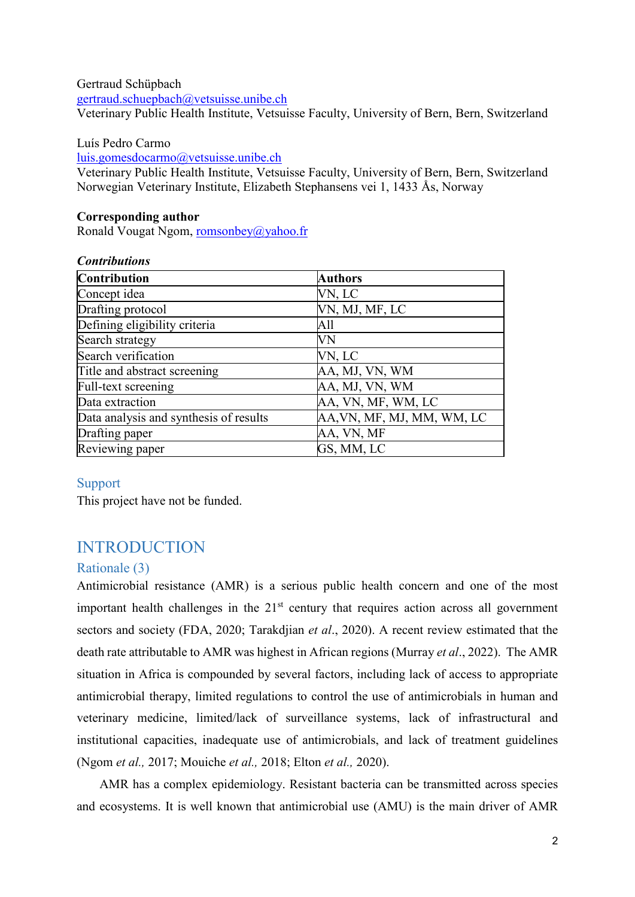Gertraud Schüpbach
gertraud.schuepbach@vetsuisse.unibe.ch
Veterinary Public Health Institute, Vetsuisse Faculty, University of Bern, Bern, Switzerland

Luís Pedro Carmo
luis.gomesdocarmo@vetsuisse.unibe.ch
Veterinary Public Health Institute, Vetsuisse Faculty, University of Bern, Bern, Switzerland
Norwegian Veterinary Institute, Elizabeth Stephansens vei 1, 1433 Ås, Norway

**Corresponding author**
Ronald Vougat Ngom, romsonbey@yahoo.fr

***Contributions***

| Contribution | Authors |
|---|---|
| Concept idea | VN, LC |
| Drafting protocol | VN, MJ, MF, LC |
| Defining eligibility criteria | All |
| Search strategy | VN |
| Search verification | VN, LC |
| Title and abstract screening | AA, MJ, VN, WM |
| Full-text screening | AA, MJ, VN, WM |
| Data extraction | AA, VN, MF, WM, LC |
| Data analysis and synthesis of results | AA,VN, MF, MJ, MM, WM, LC |
| Drafting paper | AA, VN, MF |
| Reviewing paper | GS, MM, LC |

### Support

This project have not be funded.

# INTRODUCTION

## Rationale (3)

Antimicrobial resistance (AMR) is a serious public health concern and one of the most important health challenges in the 21st century that requires action across all government sectors and society (FDA, 2020; Tarakdjian *et al*., 2020). A recent review estimated that the death rate attributable to AMR was highest in African regions (Murray *et al*., 2022). The AMR situation in Africa is compounded by several factors, including lack of access to appropriate antimicrobial therapy, limited regulations to control the use of antimicrobials in human and veterinary medicine, limited/lack of surveillance systems, lack of infrastructural and institutional capacities, inadequate use of antimicrobials, and lack of treatment guidelines (Ngom *et al.,* 2017; Mouiche *et al.,* 2018; Elton *et al.,* 2020).

AMR has a complex epidemiology. Resistant bacteria can be transmitted across species and ecosystems. It is well known that antimicrobial use (AMU) is the main driver of AMR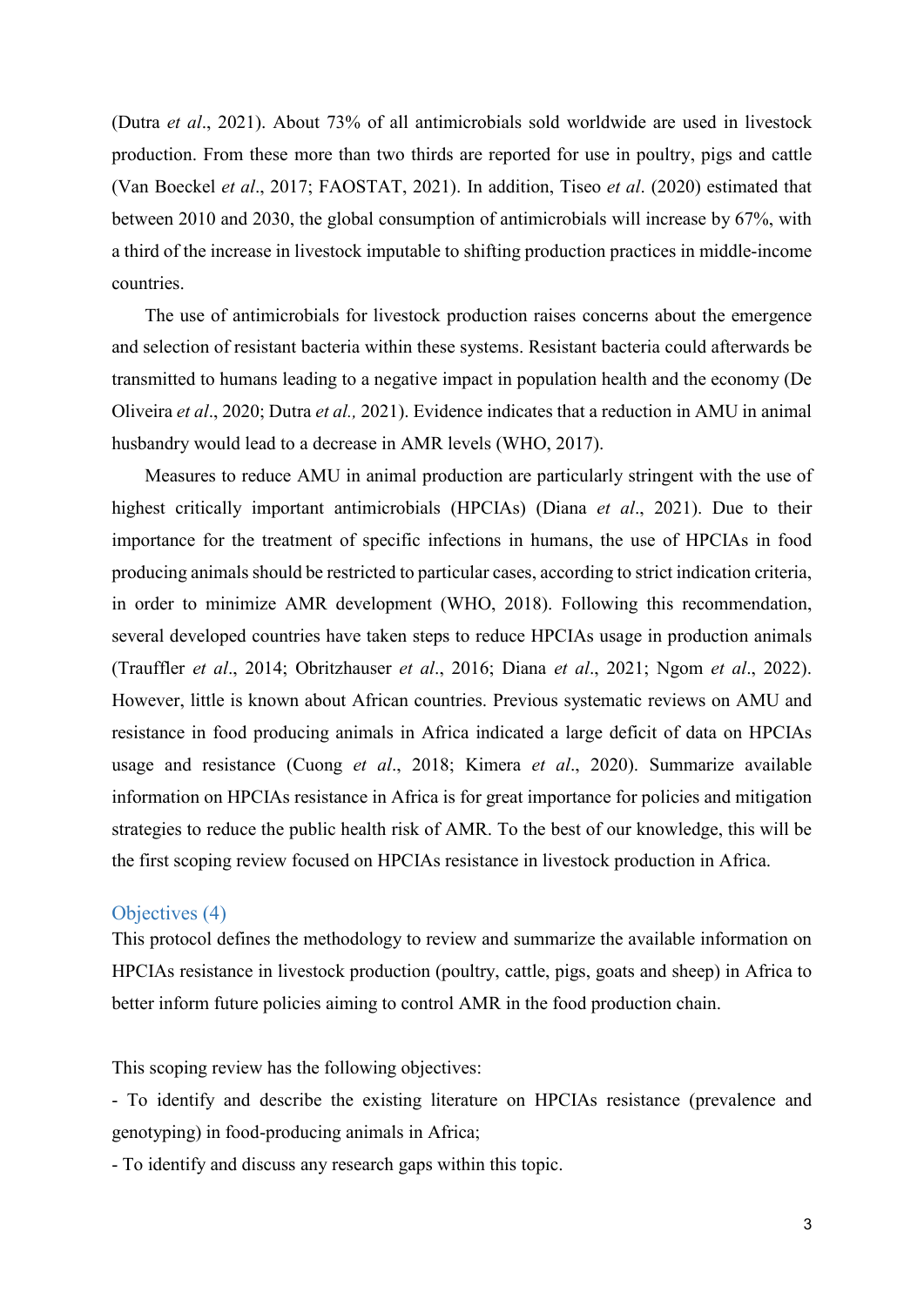(Dutra *et al*., 2021). About 73% of all antimicrobials sold worldwide are used in livestock production. From these more than two thirds are reported for use in poultry, pigs and cattle (Van Boeckel *et al*., 2017; FAOSTAT, 2021). In addition, Tiseo *et al*. (2020) estimated that between 2010 and 2030, the global consumption of antimicrobials will increase by 67%, with a third of the increase in livestock imputable to shifting production practices in middle-income countries.

The use of antimicrobials for livestock production raises concerns about the emergence and selection of resistant bacteria within these systems. Resistant bacteria could afterwards be transmitted to humans leading to a negative impact in population health and the economy (De Oliveira *et al*., 2020; Dutra *et al.,* 2021). Evidence indicates that a reduction in AMU in animal husbandry would lead to a decrease in AMR levels (WHO, 2017).

Measures to reduce AMU in animal production are particularly stringent with the use of highest critically important antimicrobials (HPCIAs) (Diana *et al*., 2021). Due to their importance for the treatment of specific infections in humans, the use of HPCIAs in food producing animals should be restricted to particular cases, according to strict indication criteria, in order to minimize AMR development (WHO, 2018). Following this recommendation, several developed countries have taken steps to reduce HPCIAs usage in production animals (Trauffler *et al*., 2014; Obritzhauser *et al*., 2016; Diana *et al*., 2021; Ngom *et al*., 2022). However, little is known about African countries. Previous systematic reviews on AMU and resistance in food producing animals in Africa indicated a large deficit of data on HPCIAs usage and resistance (Cuong *et al*., 2018; Kimera *et al*., 2020). Summarize available information on HPCIAs resistance in Africa is for great importance for policies and mitigation strategies to reduce the public health risk of AMR. To the best of our knowledge, this will be the first scoping review focused on HPCIAs resistance in livestock production in Africa.

## Objectives (4)

This protocol defines the methodology to review and summarize the available information on HPCIAs resistance in livestock production (poultry, cattle, pigs, goats and sheep) in Africa to better inform future policies aiming to control AMR in the food production chain.

This scoping review has the following objectives:

- To identify and describe the existing literature on HPCIAs resistance (prevalence and genotyping) in food-producing animals in Africa;
- To identify and discuss any research gaps within this topic.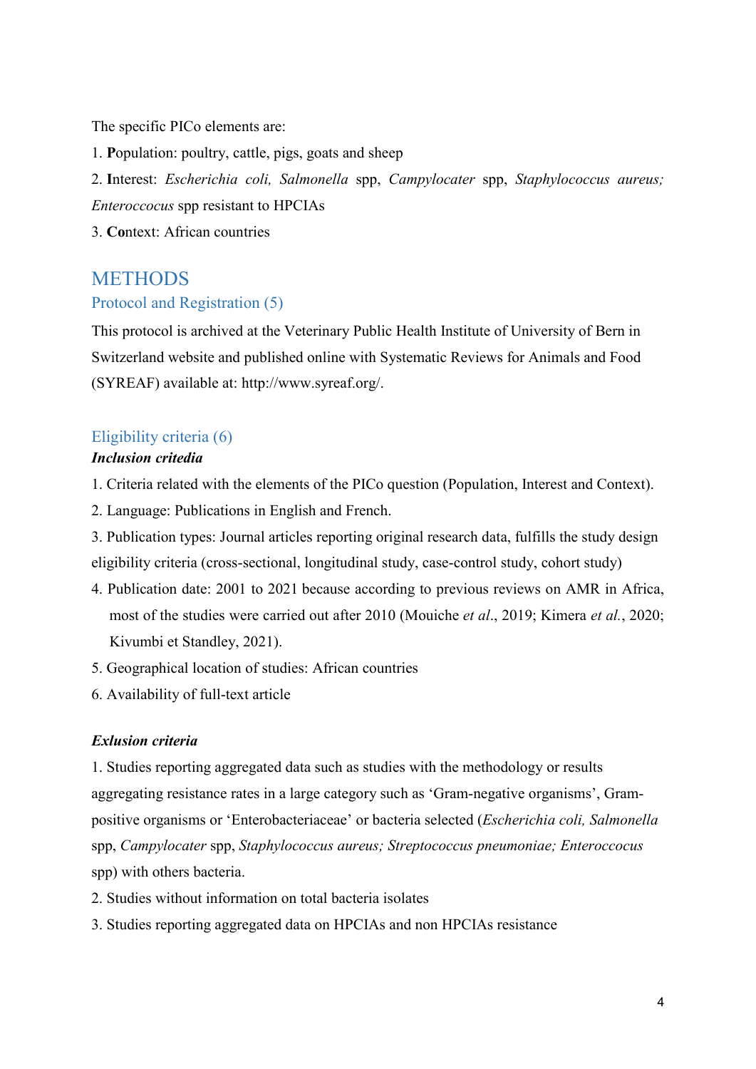The specific PICo elements are:

1. **P**opulation: poultry, cattle, pigs, goats and sheep
2. **I**nterest: *Escherichia coli, Salmonella* spp, *Campylocater* spp, *Staphylococcus aureus; Enteroccocus* spp resistant to HPCIAs
3. **Co**ntext: African countries

# METHODS

## Protocol and Registration (5)

This protocol is archived at the Veterinary Public Health Institute of University of Bern in Switzerland website and published online with Systematic Reviews for Animals and Food (SYREAF) available at: http://www.syreaf.org/.

## Eligibility criteria (6)

***Inclusion critedia***

1. Criteria related with the elements of the PICo question (Population, Interest and Context).
2. Language: Publications in English and French.
3. Publication types: Journal articles reporting original research data, fulfills the study design eligibility criteria (cross-sectional, longitudinal study, case-control study, cohort study)
4. Publication date: 2001 to 2021 because according to previous reviews on AMR in Africa, most of the studies were carried out after 2010 (Mouiche *et al*., 2019; Kimera *et al.*, 2020; Kivumbi et Standley, 2021).
5. Geographical location of studies: African countries
6. Availability of full-text article

***Exlusion criteria***

1. Studies reporting aggregated data such as studies with the methodology or results aggregating resistance rates in a large category such as 'Gram-negative organisms', Gram-positive organisms or 'Enterobacteriaceae' or bacteria selected (*Escherichia coli, Salmonella* spp, *Campylocater* spp, *Staphylococcus aureus; Streptococcus pneumoniae; Enteroccocus* spp) with others bacteria.
2. Studies without information on total bacteria isolates
3. Studies reporting aggregated data on HPCIAs and non HPCIAs resistance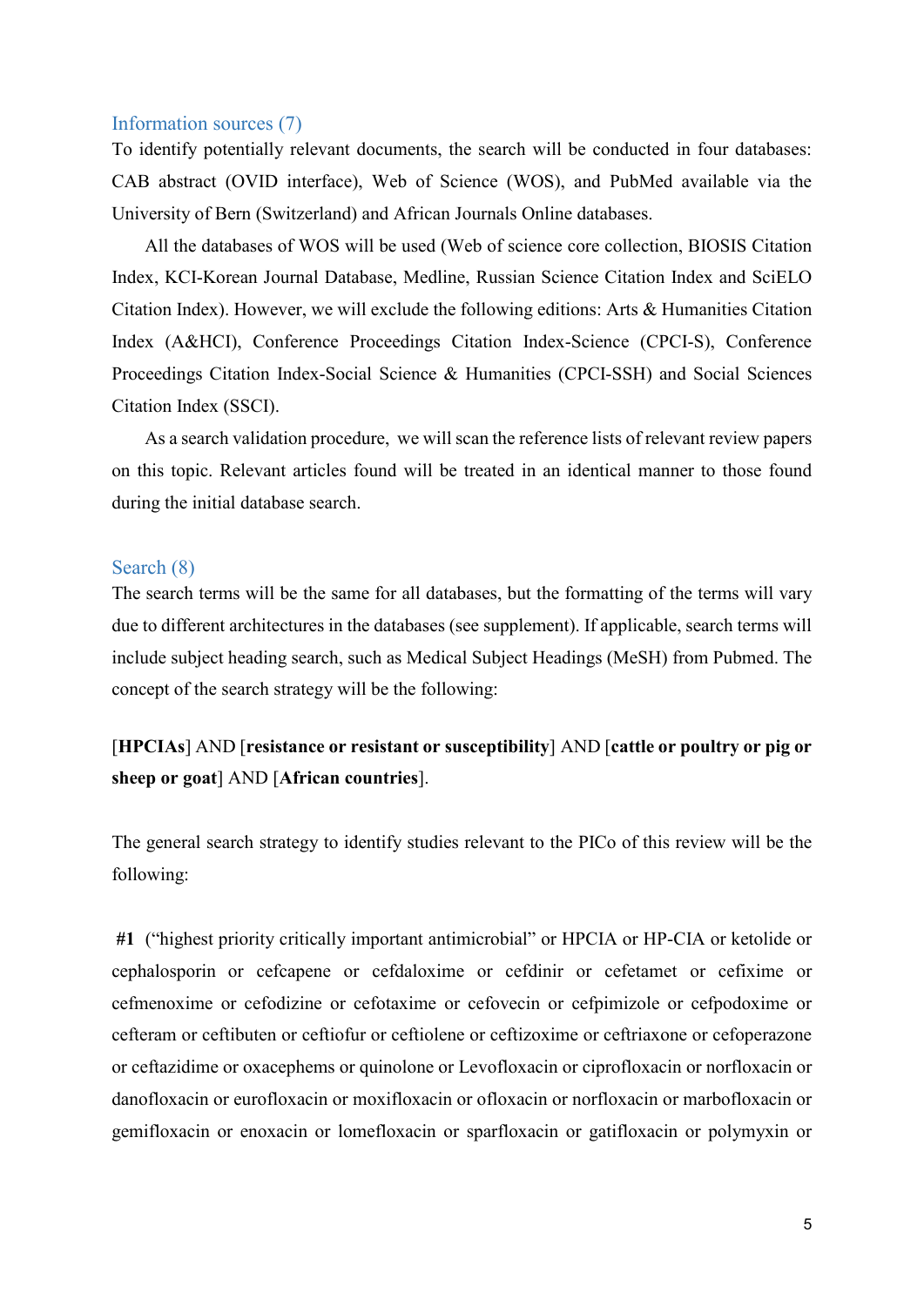## Information sources (7)

To identify potentially relevant documents, the search will be conducted in four databases: CAB abstract (OVID interface), Web of Science (WOS), and PubMed available via the University of Bern (Switzerland) and African Journals Online databases.

All the databases of WOS will be used (Web of science core collection, BIOSIS Citation Index, KCI-Korean Journal Database, Medline, Russian Science Citation Index and SciELO Citation Index). However, we will exclude the following editions: Arts & Humanities Citation Index (A&HCI), Conference Proceedings Citation Index-Science (CPCI-S), Conference Proceedings Citation Index-Social Science & Humanities (CPCI-SSH) and Social Sciences Citation Index (SSCI).

As a search validation procedure, we will scan the reference lists of relevant review papers on this topic. Relevant articles found will be treated in an identical manner to those found during the initial database search.

## Search (8)

The search terms will be the same for all databases, but the formatting of the terms will vary due to different architectures in the databases (see supplement). If applicable, search terms will include subject heading search, such as Medical Subject Headings (MeSH) from Pubmed. The concept of the search strategy will be the following:

[**HPCIAs**] AND [**resistance or resistant or susceptibility**] AND [**cattle or poultry or pig or sheep or goat**] AND [**African countries**].

The general search strategy to identify studies relevant to the PICo of this review will be the following:

**#1** ("highest priority critically important antimicrobial" or HPCIA or HP-CIA or ketolide or cephalosporin or cefcapene or cefdaloxime or cefdinir or cefetamet or cefixime or cefmenoxime or cefodizine or cefotaxime or cefovecin or cefpimizole or cefpodoxime or cefteram or ceftibuten or ceftiofur or ceftiolene or ceftizoxime or ceftriaxone or cefoperazone or ceftazidime or oxacephems or quinolone or Levofloxacin or ciprofloxacin or norfloxacin or danofloxacin or eurofloxacin or moxifloxacin or ofloxacin or norfloxacin or marbofloxacin or gemifloxacin or enoxacin or lomefloxacin or sparfloxacin or gatifloxacin or polymyxin or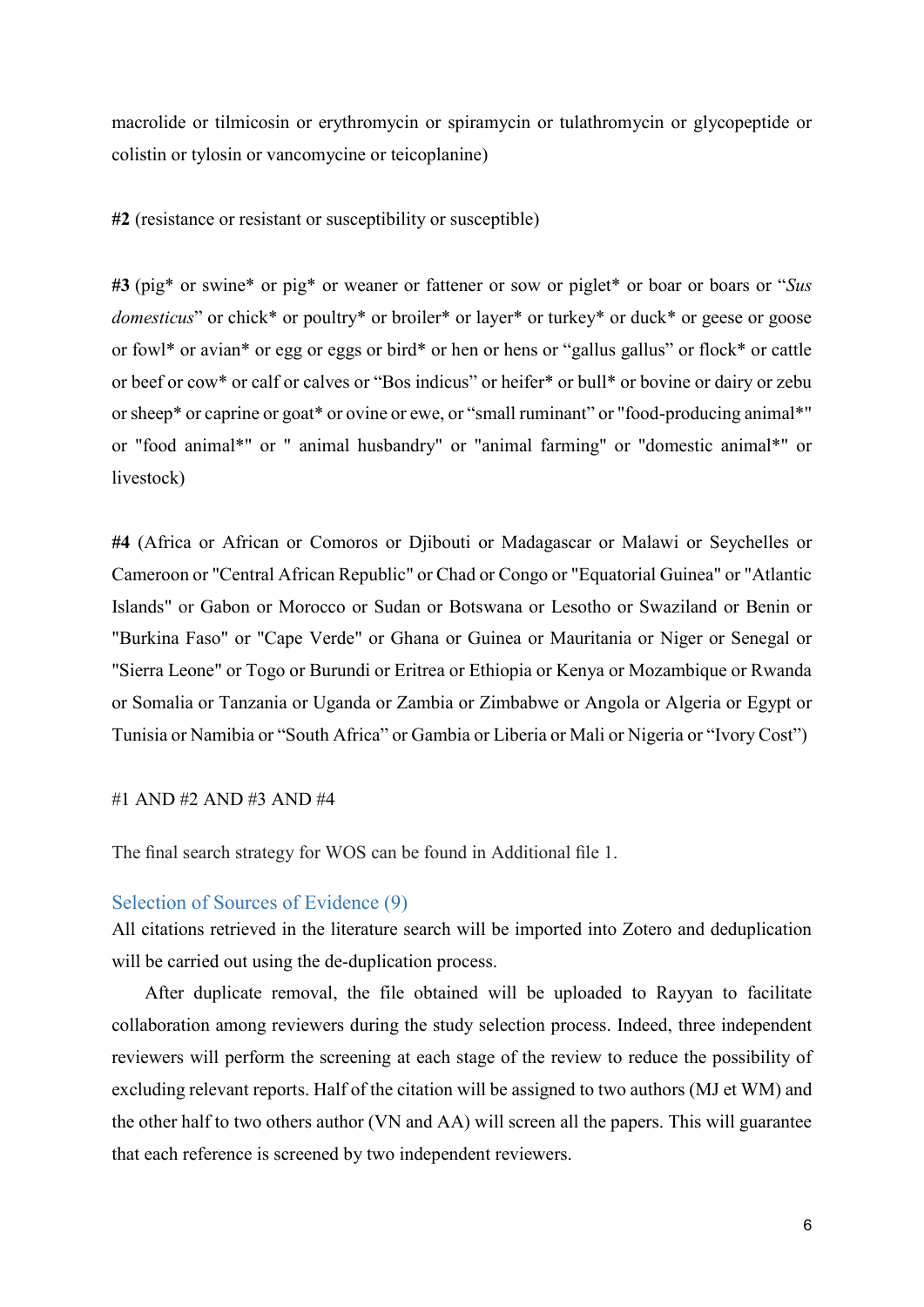macrolide or tilmicosin or erythromycin or spiramycin or tulathromycin or glycopeptide or colistin or tylosin or vancomycine or teicoplanine)

**#2** (resistance or resistant or susceptibility or susceptible)

**#3** (pig* or swine* or pig* or weaner or fattener or sow or piglet* or boar or boars or "*Sus domesticus*" or chick* or poultry* or broiler* or layer* or turkey* or duck* or geese or goose or fowl* or avian* or egg or eggs or bird* or hen or hens or "gallus gallus" or flock* or cattle or beef or cow* or calf or calves or "Bos indicus" or heifer* or bull* or bovine or dairy or zebu or sheep* or caprine or goat* or ovine or ewe, or "small ruminant" or "food-producing animal*" or "food animal*" or " animal husbandry" or "animal farming" or "domestic animal*" or livestock)

**#4** (Africa or African or Comoros or Djibouti or Madagascar or Malawi or Seychelles or Cameroon or "Central African Republic" or Chad or Congo or "Equatorial Guinea" or "Atlantic Islands" or Gabon or Morocco or Sudan or Botswana or Lesotho or Swaziland or Benin or "Burkina Faso" or "Cape Verde" or Ghana or Guinea or Mauritania or Niger or Senegal or "Sierra Leone" or Togo or Burundi or Eritrea or Ethiopia or Kenya or Mozambique or Rwanda or Somalia or Tanzania or Uganda or Zambia or Zimbabwe or Angola or Algeria or Egypt or Tunisia or Namibia or "South Africa" or Gambia or Liberia or Mali or Nigeria or "Ivory Cost")

#1 AND #2 AND #3 AND #4

The final search strategy for WOS can be found in Additional file 1.

## Selection of Sources of Evidence (9)

All citations retrieved in the literature search will be imported into Zotero and deduplication will be carried out using the de-duplication process.

After duplicate removal, the file obtained will be uploaded to Rayyan to facilitate collaboration among reviewers during the study selection process. Indeed, three independent reviewers will perform the screening at each stage of the review to reduce the possibility of excluding relevant reports. Half of the citation will be assigned to two authors (MJ et WM) and the other half to two others author (VN and AA) will screen all the papers. This will guarantee that each reference is screened by two independent reviewers.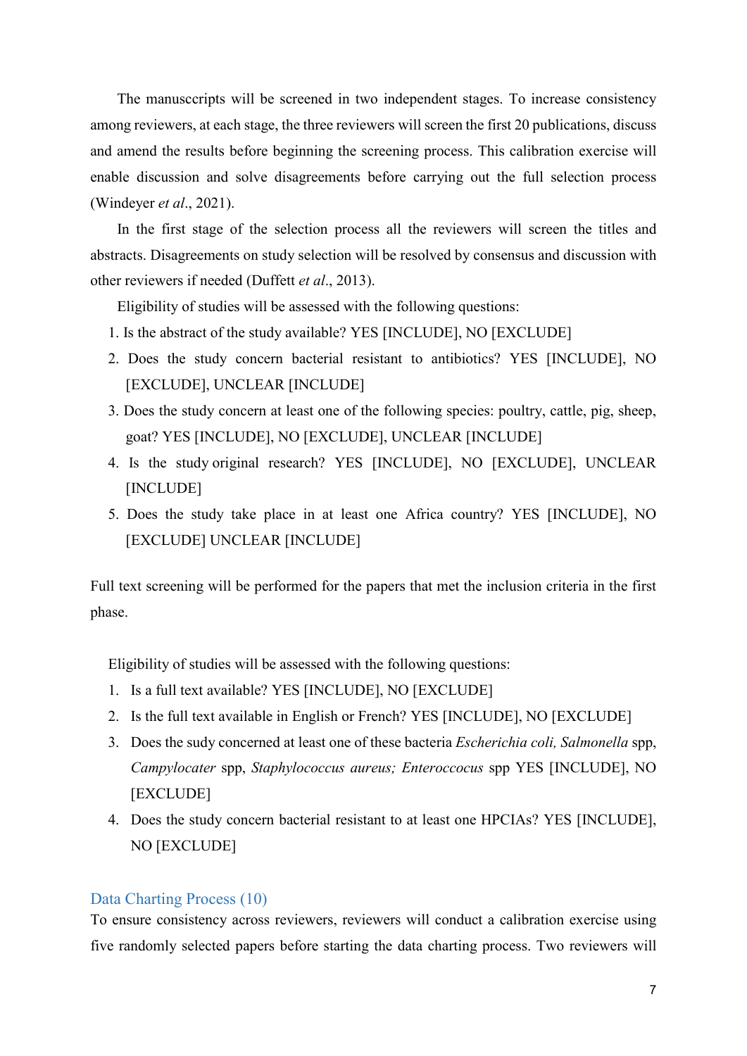The manusccripts will be screened in two independent stages. To increase consistency among reviewers, at each stage, the three reviewers will screen the first 20 publications, discuss and amend the results before beginning the screening process. This calibration exercise will enable discussion and solve disagreements before carrying out the full selection process (Windeyer *et al*., 2021).

In the first stage of the selection process all the reviewers will screen the titles and abstracts. Disagreements on study selection will be resolved by consensus and discussion with other reviewers if needed (Duffett *et al*., 2013).

Eligibility of studies will be assessed with the following questions:

1. Is the abstract of the study available? YES [INCLUDE], NO [EXCLUDE]
2. Does the study concern bacterial resistant to antibiotics? YES [INCLUDE], NO [EXCLUDE], UNCLEAR [INCLUDE]
3. Does the study concern at least one of the following species: poultry, cattle, pig, sheep, goat? YES [INCLUDE], NO [EXCLUDE], UNCLEAR [INCLUDE]
4. Is the study original research? YES [INCLUDE], NO [EXCLUDE], UNCLEAR [INCLUDE]
5. Does the study take place in at least one Africa country? YES [INCLUDE], NO [EXCLUDE] UNCLEAR [INCLUDE]

Full text screening will be performed for the papers that met the inclusion criteria in the first phase.

Eligibility of studies will be assessed with the following questions:

1. Is a full text available? YES [INCLUDE], NO [EXCLUDE]
2. Is the full text available in English or French? YES [INCLUDE], NO [EXCLUDE]
3. Does the sudy concerned at least one of these bacteria *Escherichia coli, Salmonella* spp, *Campylocater* spp, *Staphylococcus aureus; Enteroccocus* spp YES [INCLUDE], NO [EXCLUDE]
4. Does the study concern bacterial resistant to at least one HPCIAs? YES [INCLUDE], NO [EXCLUDE]

## Data Charting Process (10)

To ensure consistency across reviewers, reviewers will conduct a calibration exercise using five randomly selected papers before starting the data charting process. Two reviewers will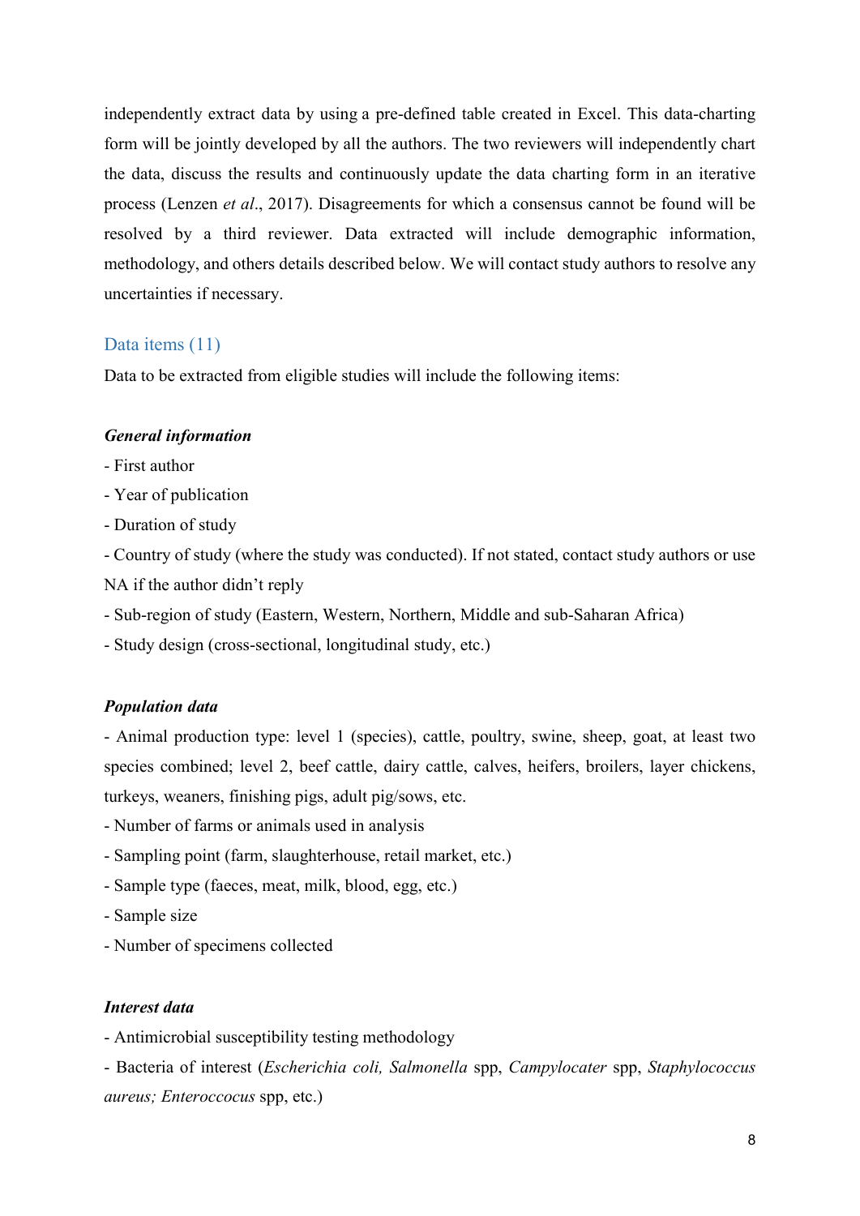independently extract data by using a pre-defined table created in Excel. This data-charting form will be jointly developed by all the authors. The two reviewers will independently chart the data, discuss the results and continuously update the data charting form in an iterative process (Lenzen *et al*., 2017). Disagreements for which a consensus cannot be found will be resolved by a third reviewer. Data extracted will include demographic information, methodology, and others details described below. We will contact study authors to resolve any uncertainties if necessary.

## Data items (11)

Data to be extracted from eligible studies will include the following items:

***General information***

- First author
- Year of publication
- Duration of study
- Country of study (where the study was conducted). If not stated, contact study authors or use NA if the author didn't reply
- Sub-region of study (Eastern, Western, Northern, Middle and sub-Saharan Africa)
- Study design (cross-sectional, longitudinal study, etc.)

***Population data***

- Animal production type: level 1 (species), cattle, poultry, swine, sheep, goat, at least two species combined; level 2, beef cattle, dairy cattle, calves, heifers, broilers, layer chickens, turkeys, weaners, finishing pigs, adult pig/sows, etc.
- Number of farms or animals used in analysis
- Sampling point (farm, slaughterhouse, retail market, etc.)
- Sample type (faeces, meat, milk, blood, egg, etc.)
- Sample size
- Number of specimens collected

***Interest data***

- Antimicrobial susceptibility testing methodology
- Bacteria of interest (*Escherichia coli, Salmonella* spp, *Campylocater* spp, *Staphylococcus aureus; Enteroccocus* spp, etc.)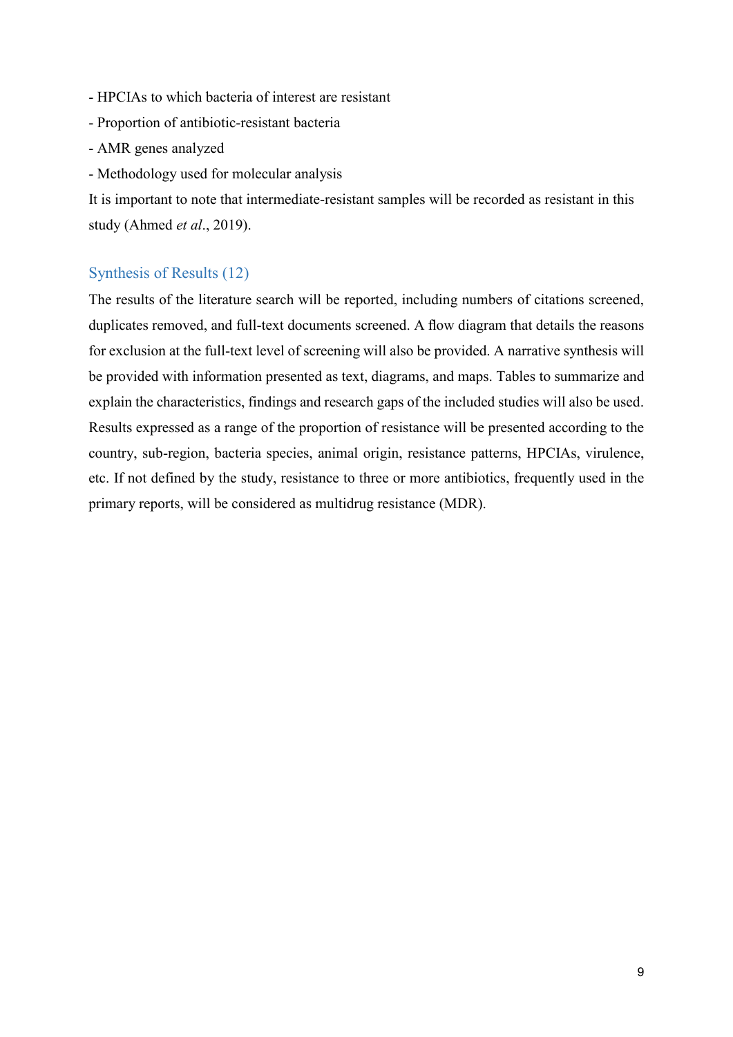- HPCIAs to which bacteria of interest are resistant
- Proportion of antibiotic-resistant bacteria
- AMR genes analyzed
- Methodology used for molecular analysis

It is important to note that intermediate-resistant samples will be recorded as resistant in this study (Ahmed *et al*., 2019).

## Synthesis of Results (12)

The results of the literature search will be reported, including numbers of citations screened, duplicates removed, and full-text documents screened. A flow diagram that details the reasons for exclusion at the full-text level of screening will also be provided. A narrative synthesis will be provided with information presented as text, diagrams, and maps. Tables to summarize and explain the characteristics, findings and research gaps of the included studies will also be used. Results expressed as a range of the proportion of resistance will be presented according to the country, sub-region, bacteria species, animal origin, resistance patterns, HPCIAs, virulence, etc. If not defined by the study, resistance to three or more antibiotics, frequently used in the primary reports, will be considered as multidrug resistance (MDR).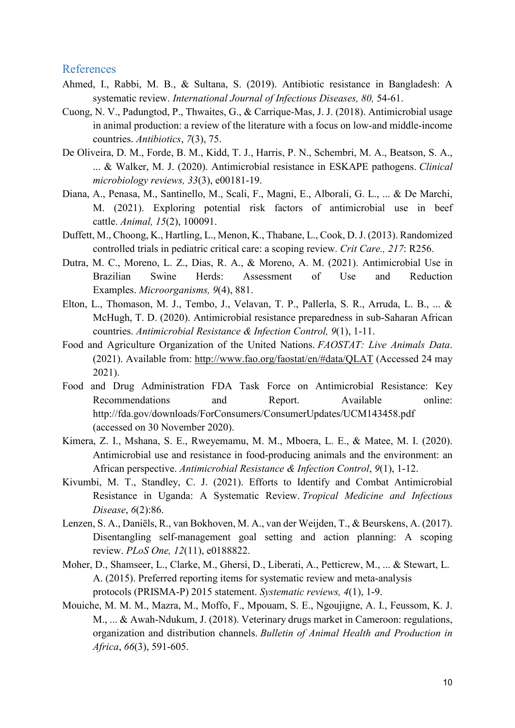## References

Ahmed, I., Rabbi, M. B., & Sultana, S. (2019). Antibiotic resistance in Bangladesh: A systematic review. *International Journal of Infectious Diseases, 80,* 54-61.

Cuong, N. V., Padungtod, P., Thwaites, G., & Carrique-Mas, J. J. (2018). Antimicrobial usage in animal production: a review of the literature with a focus on low-and middle-income countries. *Antibiotics*, *7*(3), 75.

De Oliveira, D. M., Forde, B. M., Kidd, T. J., Harris, P. N., Schembri, M. A., Beatson, S. A., ... & Walker, M. J. (2020). Antimicrobial resistance in ESKAPE pathogens. *Clinical microbiology reviews, 33*(3), e00181-19.

Diana, A., Penasa, M., Santinello, M., Scali, F., Magni, E., Alborali, G. L., ... & De Marchi, M. (2021). Exploring potential risk factors of antimicrobial use in beef cattle. *Animal, 15*(2), 100091.

Duffett, M., Choong, K., Hartling, L., Menon, K., Thabane, L., Cook, D. J. (2013). Randomized controlled trials in pediatric critical care: a scoping review. *Crit Care., 217*: R256.

Dutra, M. C., Moreno, L. Z., Dias, R. A., & Moreno, A. M. (2021). Antimicrobial Use in Brazilian Swine Herds: Assessment of Use and Reduction Examples. *Microorganisms, 9*(4), 881.

Elton, L., Thomason, M. J., Tembo, J., Velavan, T. P., Pallerla, S. R., Arruda, L. B., ... & McHugh, T. D. (2020). Antimicrobial resistance preparedness in sub-Saharan African countries. *Antimicrobial Resistance & Infection Control, 9*(1), 1-11.

Food and Agriculture Organization of the United Nations. *FAOSTAT: Live Animals Data*. (2021). Available from: http://www.fao.org/faostat/en/#data/QLAT (Accessed 24 may 2021).

Food and Drug Administration FDA Task Force on Antimicrobial Resistance: Key Recommendations and Report. Available online: http://fda.gov/downloads/ForConsumers/ConsumerUpdates/UCM143458.pdf (accessed on 30 November 2020).

Kimera, Z. I., Mshana, S. E., Rweyemamu, M. M., Mboera, L. E., & Matee, M. I. (2020). Antimicrobial use and resistance in food-producing animals and the environment: an African perspective. *Antimicrobial Resistance & Infection Control*, *9*(1), 1-12.

Kivumbi, M. T., Standley, C. J. (2021). Efforts to Identify and Combat Antimicrobial Resistance in Uganda: A Systematic Review. *Tropical Medicine and Infectious Disease*, *6*(2):86.

Lenzen, S. A., Daniëls, R., van Bokhoven, M. A., van der Weijden, T., & Beurskens, A. (2017). Disentangling self-management goal setting and action planning: A scoping review. *PLoS One, 12*(11), e0188822.

Moher, D., Shamseer, L., Clarke, M., Ghersi, D., Liberati, A., Petticrew, M., ... & Stewart, L. A. (2015). Preferred reporting items for systematic review and meta-analysis protocols (PRISMA-P) 2015 statement. *Systematic reviews, 4*(1), 1-9.

Mouiche, M. M. M., Mazra, M., Moffo, F., Mpouam, S. E., Ngoujigne, A. I., Feussom, K. J. M., ... & Awah-Ndukum, J. (2018). Veterinary drugs market in Cameroon: regulations, organization and distribution channels. *Bulletin of Animal Health and Production in Africa*, *66*(3), 591-605.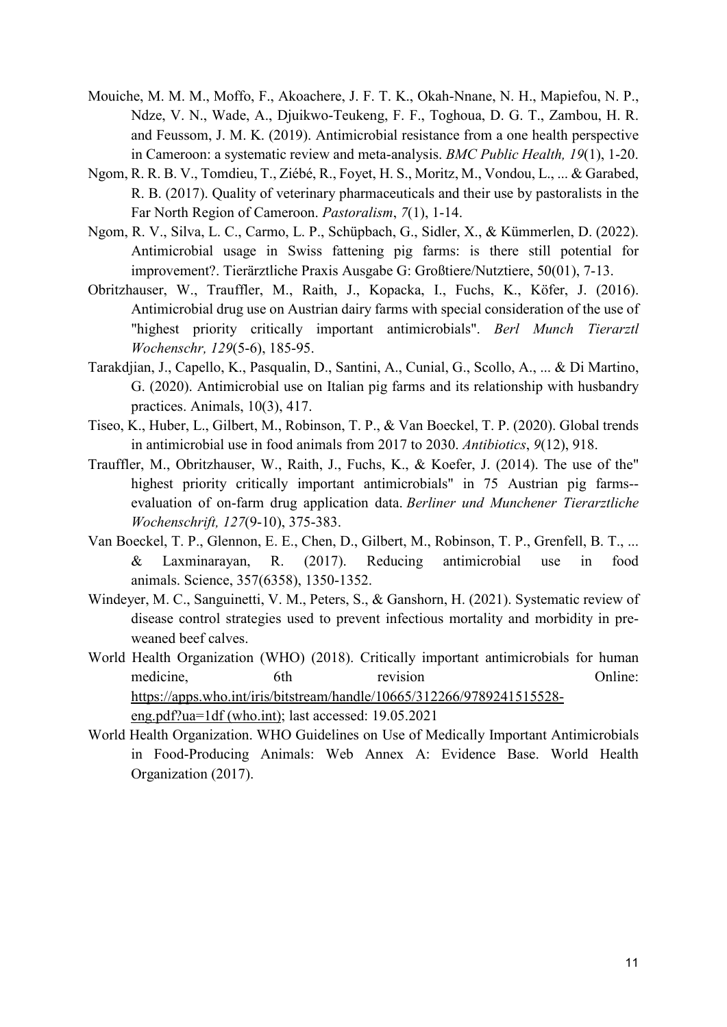Mouiche, M. M. M., Moffo, F., Akoachere, J. F. T. K., Okah-Nnane, N. H., Mapiefou, N. P., Ndze, V. N., Wade, A., Djuikwo-Teukeng, F. F., Toghoua, D. G. T., Zambou, H. R. and Feussom, J. M. K. (2019). Antimicrobial resistance from a one health perspective in Cameroon: a systematic review and meta-analysis. *BMC Public Health, 19*(1), 1-20.

Ngom, R. R. B. V., Tomdieu, T., Ziébé, R., Foyet, H. S., Moritz, M., Vondou, L., ... & Garabed, R. B. (2017). Quality of veterinary pharmaceuticals and their use by pastoralists in the Far North Region of Cameroon. *Pastoralism*, *7*(1), 1-14.

Ngom, R. V., Silva, L. C., Carmo, L. P., Schüpbach, G., Sidler, X., & Kümmerlen, D. (2022). Antimicrobial usage in Swiss fattening pig farms: is there still potential for improvement?. Tierärztliche Praxis Ausgabe G: Großtiere/Nutztiere, 50(01), 7-13.

Obritzhauser, W., Trauffler, M., Raith, J., Kopacka, I., Fuchs, K., Köfer, J. (2016). Antimicrobial drug use on Austrian dairy farms with special consideration of the use of "highest priority critically important antimicrobials". *Berl Munch Tierarztl Wochenschr, 129*(5-6), 185-95.

Tarakdjian, J., Capello, K., Pasqualin, D., Santini, A., Cunial, G., Scollo, A., ... & Di Martino, G. (2020). Antimicrobial use on Italian pig farms and its relationship with husbandry practices. Animals, 10(3), 417.

Tiseo, K., Huber, L., Gilbert, M., Robinson, T. P., & Van Boeckel, T. P. (2020). Global trends in antimicrobial use in food animals from 2017 to 2030. *Antibiotics*, *9*(12), 918.

Trauffler, M., Obritzhauser, W., Raith, J., Fuchs, K., & Koefer, J. (2014). The use of the" highest priority critically important antimicrobials" in 75 Austrian pig farms--evaluation of on-farm drug application data. *Berliner und Munchener Tierarztliche Wochenschrift, 127*(9-10), 375-383.

Van Boeckel, T. P., Glennon, E. E., Chen, D., Gilbert, M., Robinson, T. P., Grenfell, B. T., ... & Laxminarayan, R. (2017). Reducing antimicrobial use in food animals. Science, 357(6358), 1350-1352.

Windeyer, M. C., Sanguinetti, V. M., Peters, S., & Ganshorn, H. (2021). Systematic review of disease control strategies used to prevent infectious mortality and morbidity in pre-weaned beef calves.

World Health Organization (WHO) (2018). Critically important antimicrobials for human medicine, 6th revision Online: https://apps.who.int/iris/bitstream/handle/10665/312266/9789241515528-eng.pdf?ua=1df (who.int); last accessed: 19.05.2021

World Health Organization. WHO Guidelines on Use of Medically Important Antimicrobials in Food-Producing Animals: Web Annex A: Evidence Base. World Health Organization (2017).